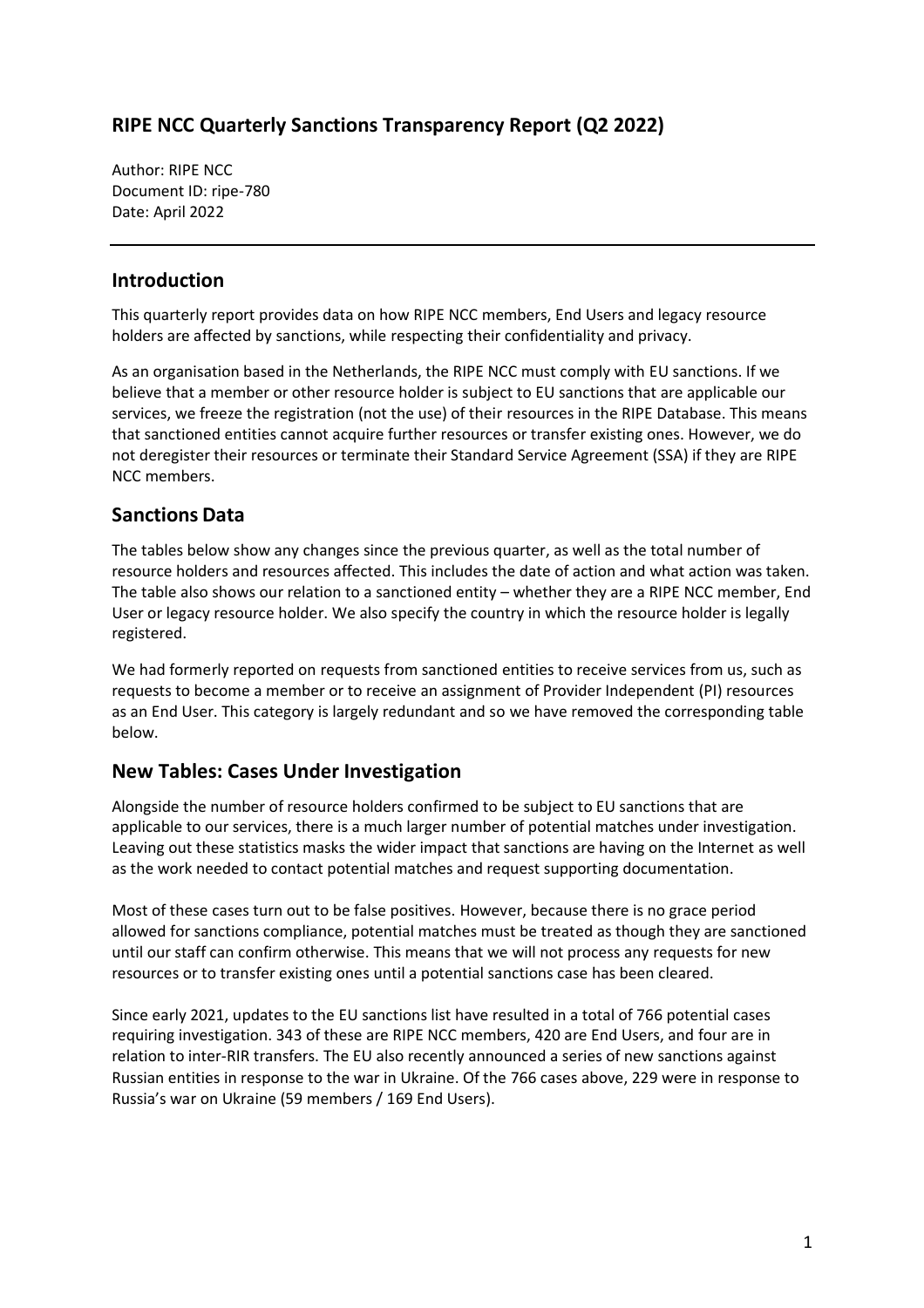# RIPE NCC Quarterly Sanctions Transparency Report (Q2 2022)

Author: RIPE NCC
Document ID: ripe-780
Date: April 2022

---

## Introduction

This quarterly report provides data on how RIPE NCC members, End Users and legacy resource holders are affected by sanctions, while respecting their confidentiality and privacy.

As an organisation based in the Netherlands, the RIPE NCC must comply with EU sanctions. If we believe that a member or other resource holder is subject to EU sanctions that are applicable our services, we freeze the registration (not the use) of their resources in the RIPE Database. This means that sanctioned entities cannot acquire further resources or transfer existing ones. However, we do not deregister their resources or terminate their Standard Service Agreement (SSA) if they are RIPE NCC members.

## Sanctions Data

The tables below show any changes since the previous quarter, as well as the total number of resource holders and resources affected. This includes the date of action and what action was taken. The table also shows our relation to a sanctioned entity – whether they are a RIPE NCC member, End User or legacy resource holder. We also specify the country in which the resource holder is legally registered.

We had formerly reported on requests from sanctioned entities to receive services from us, such as requests to become a member or to receive an assignment of Provider Independent (PI) resources as an End User. This category is largely redundant and so we have removed the corresponding table below.

## New Tables: Cases Under Investigation

Alongside the number of resource holders confirmed to be subject to EU sanctions that are applicable to our services, there is a much larger number of potential matches under investigation. Leaving out these statistics masks the wider impact that sanctions are having on the Internet as well as the work needed to contact potential matches and request supporting documentation.

Most of these cases turn out to be false positives. However, because there is no grace period allowed for sanctions compliance, potential matches must be treated as though they are sanctioned until our staff can confirm otherwise. This means that we will not process any requests for new resources or to transfer existing ones until a potential sanctions case has been cleared.

Since early 2021, updates to the EU sanctions list have resulted in a total of 766 potential cases requiring investigation. 343 of these are RIPE NCC members, 420 are End Users, and four are in relation to inter-RIR transfers. The EU also recently announced a series of new sanctions against Russian entities in response to the war in Ukraine. Of the 766 cases above, 229 were in response to Russia's war on Ukraine (59 members / 169 End Users).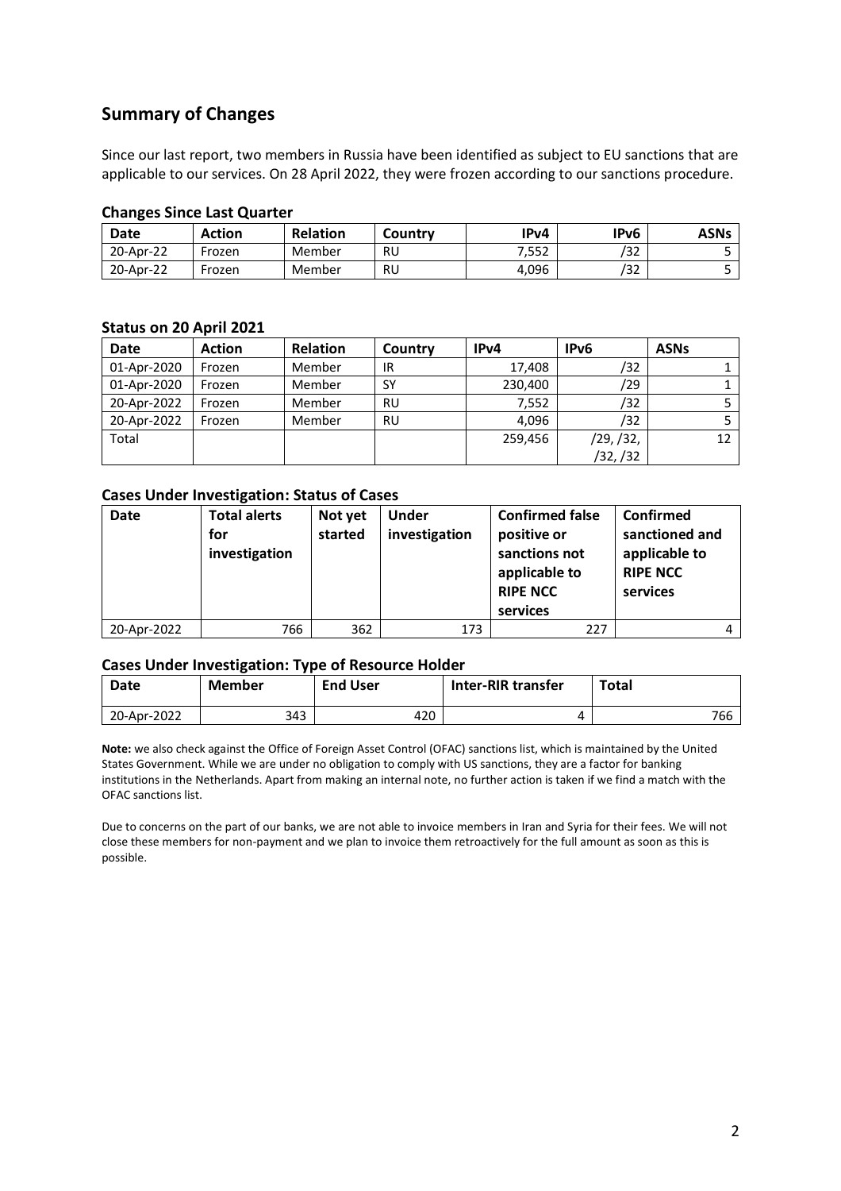## Summary of Changes

Since our last report, two members in Russia have been identified as subject to EU sanctions that are applicable to our services. On 28 April 2022, they were frozen according to our sanctions procedure.

### Changes Since Last Quarter

| Date | Action | Relation | Country | IPv4 | IPv6 | ASNs |
|---|---|---|---|---|---|---|
| 20-Apr-22 | Frozen | Member | RU | 7,552 | /32 | 5 |
| 20-Apr-22 | Frozen | Member | RU | 4,096 | /32 | 5 |

### Status on 20 April 2021

| Date | Action | Relation | Country | IPv4 | IPv6 | ASNs |
|---|---|---|---|---|---|---|
| 01-Apr-2020 | Frozen | Member | IR | 17,408 | /32 | 1 |
| 01-Apr-2020 | Frozen | Member | SY | 230,400 | /29 | 1 |
| 20-Apr-2022 | Frozen | Member | RU | 7,552 | /32 | 5 |
| 20-Apr-2022 | Frozen | Member | RU | 4,096 | /32 | 5 |
| Total | | | | 259,456 | /29, /32, /32, /32 | 12 |

### Cases Under Investigation: Status of Cases

| Date | Total alerts for investigation | Not yet started | Under investigation | Confirmed false positive or sanctions not applicable to RIPE NCC services | Confirmed sanctioned and applicable to RIPE NCC services |
|---|---|---|---|---|---|
| 20-Apr-2022 | 766 | 362 | 173 | 227 | 4 |

### Cases Under Investigation: Type of Resource Holder

| Date | Member | End User | Inter-RIR transfer | Total |
|---|---|---|---|---|
| 20-Apr-2022 | 343 | 420 | 4 | 766 |

**Note:** we also check against the Office of Foreign Asset Control (OFAC) sanctions list, which is maintained by the United States Government. While we are under no obligation to comply with US sanctions, they are a factor for banking institutions in the Netherlands. Apart from making an internal note, no further action is taken if we find a match with the OFAC sanctions list.

Due to concerns on the part of our banks, we are not able to invoice members in Iran and Syria for their fees. We will not close these members for non-payment and we plan to invoice them retroactively for the full amount as soon as this is possible.